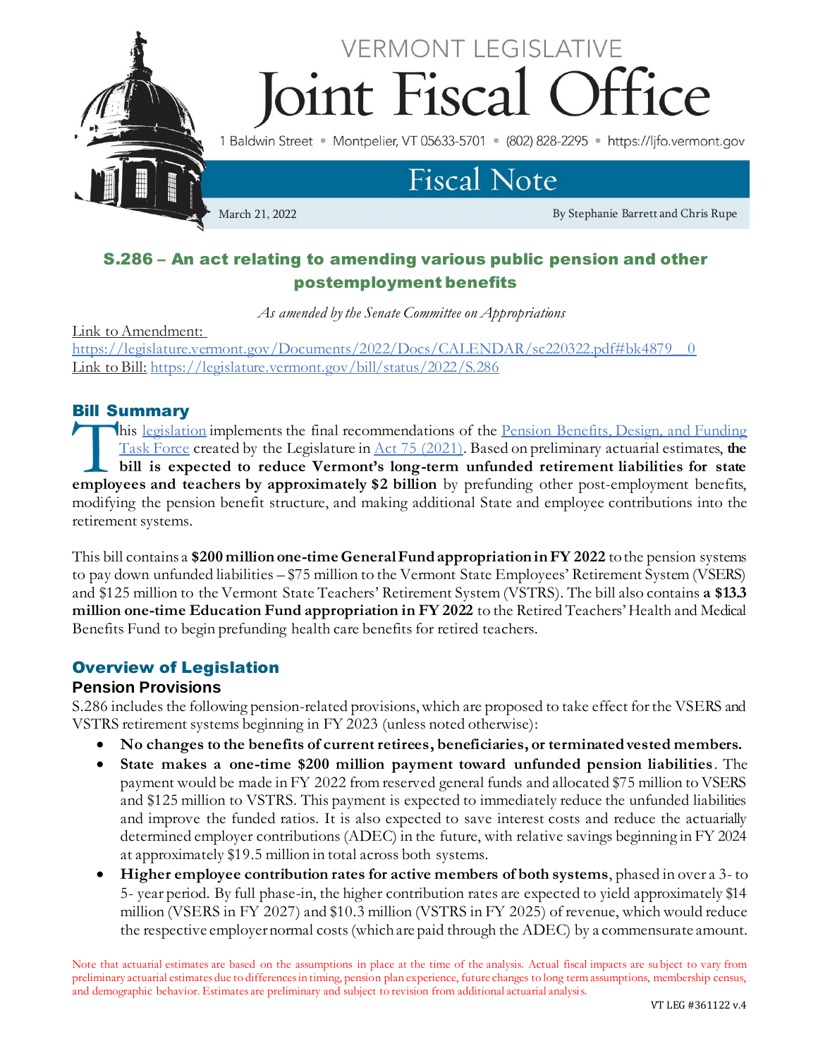VERMONT LEGISLATIVE

# Joint Fiscal Office

1 Baldwin Street • Montpelier, VT 05633-5701 • (802) 828-2295 • https://ljfo.vermont.gov

## Fiscal Note

March 21, 2022 By Stephanie Barrett and Chris Rupe

## S.286 – An act relating to amending various public pension and other postemployment benefits

*As amended by the Senate Committee on Appropriations*

Link to Amendment: https://legislature.vermont.gov/Documents/2022/Docs/CALENDAR/sc220322.pdf#bk4879__0
Link to Bill: https://legislature.vermont.gov/bill/status/2022/S.286

## Bill Summary

This legislation implements the final recommendations of the Pension Benefits, Design, and Funding Task Force created by the Legislature in Act 75 (2021). Based on preliminary actuarial estimates, **the bill is expected to reduce Vermont's long-term unfunded retirement liabilities for state employees and teachers by approximately $2 billion** by prefunding other post-employment benefits, modifying the pension benefit structure, and making additional State and employee contributions into the retirement systems.

This bill contains a **$200 million one-time General Fund appropriation in FY 2022** to the pension systems to pay down unfunded liabilities – $75 million to the Vermont State Employees' Retirement System (VSERS) and $125 million to the Vermont State Teachers' Retirement System (VSTRS). The bill also contains **a $13.3 million one-time Education Fund appropriation in FY 2022** to the Retired Teachers' Health and Medical Benefits Fund to begin prefunding health care benefits for retired teachers.

## Overview of Legislation

### Pension Provisions

S.286 includes the following pension-related provisions, which are proposed to take effect for the VSERS and VSTRS retirement systems beginning in FY 2023 (unless noted otherwise):

- **No changes to the benefits of current retirees, beneficiaries, or terminated vested members.**
- **State makes a one-time $200 million payment toward unfunded pension liabilities**. The payment would be made in FY 2022 from reserved general funds and allocated $75 million to VSERS and $125 million to VSTRS. This payment is expected to immediately reduce the unfunded liabilities and improve the funded ratios. It is also expected to save interest costs and reduce the actuarially determined employer contributions (ADEC) in the future, with relative savings beginning in FY 2024 at approximately $19.5 million in total across both systems.
- **Higher employee contribution rates for active members of both systems**, phased in over a 3- to 5- year period. By full phase-in, the higher contribution rates are expected to yield approximately $14 million (VSERS in FY 2027) and $10.3 million (VSTRS in FY 2025) of revenue, which would reduce the respective employer normal costs (which are paid through the ADEC) by a commensurate amount.

Note that actuarial estimates are based on the assumptions in place at the time of the analysis. Actual fiscal impacts are subject to vary from preliminary actuarial estimates due to differences in timing, pension plan experience, future changes to long term assumptions, membership census, and demographic behavior. Estimates are preliminary and subject to revision from additional actuarial analysis.

VT LEG #361122 v.4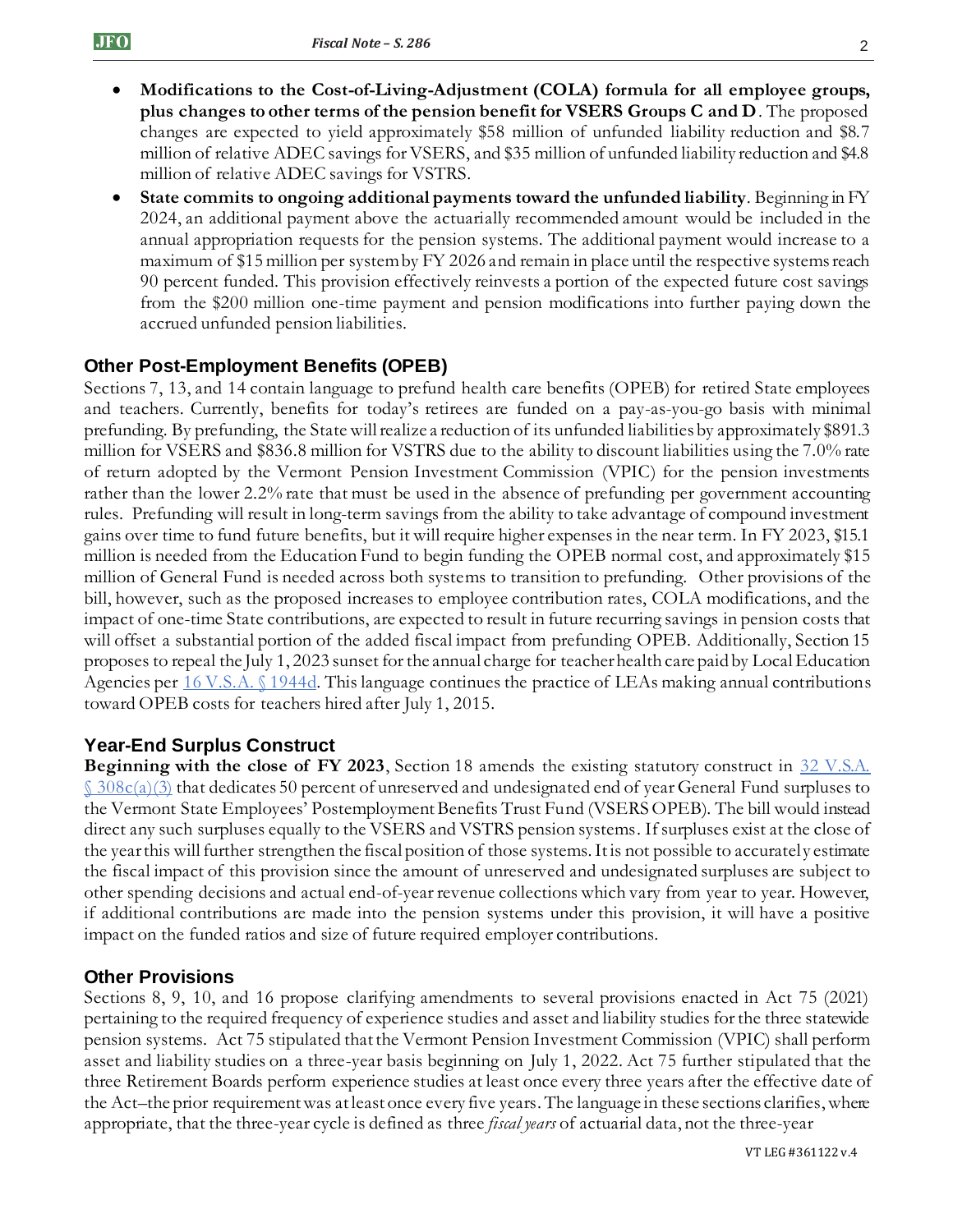- **Modifications to the Cost-of-Living-Adjustment (COLA) formula for all employee groups, plus changes to other terms of the pension benefit for VSERS Groups C and D**. The proposed changes are expected to yield approximately $58 million of unfunded liability reduction and $8.7 million of relative ADEC savings for VSERS, and $35 million of unfunded liability reduction and $4.8 million of relative ADEC savings for VSTRS.
- **State commits to ongoing additional payments toward the unfunded liability**. Beginning in FY 2024, an additional payment above the actuarially recommended amount would be included in the annual appropriation requests for the pension systems. The additional payment would increase to a maximum of $15 million per system by FY 2026 and remain in place until the respective systems reach 90 percent funded. This provision effectively reinvests a portion of the expected future cost savings from the $200 million one-time payment and pension modifications into further paying down the accrued unfunded pension liabilities.

## Other Post-Employment Benefits (OPEB)

Sections 7, 13, and 14 contain language to prefund health care benefits (OPEB) for retired State employees and teachers. Currently, benefits for today's retirees are funded on a pay-as-you-go basis with minimal prefunding. By prefunding, the State will realize a reduction of its unfunded liabilities by approximately $891.3 million for VSERS and $836.8 million for VSTRS due to the ability to discount liabilities using the 7.0% rate of return adopted by the Vermont Pension Investment Commission (VPIC) for the pension investments rather than the lower 2.2% rate that must be used in the absence of prefunding per government accounting rules. Prefunding will result in long-term savings from the ability to take advantage of compound investment gains over time to fund future benefits, but it will require higher expenses in the near term. In FY 2023, $15.1 million is needed from the Education Fund to begin funding the OPEB normal cost, and approximately $15 million of General Fund is needed across both systems to transition to prefunding. Other provisions of the bill, however, such as the proposed increases to employee contribution rates, COLA modifications, and the impact of one-time State contributions, are expected to result in future recurring savings in pension costs that will offset a substantial portion of the added fiscal impact from prefunding OPEB. Additionally, Section 15 proposes to repeal the July 1, 2023 sunset for the annual charge for teacher health care paid by Local Education Agencies per [16 V.S.A. § 1944d](). This language continues the practice of LEAs making annual contributions toward OPEB costs for teachers hired after July 1, 2015.

## Year-End Surplus Construct

**Beginning with the close of FY 2023**, Section 18 amends the existing statutory construct in [32 V.S.A. § 308c(a)(3)]() that dedicates 50 percent of unreserved and undesignated end of year General Fund surpluses to the Vermont State Employees' Postemployment Benefits Trust Fund (VSERS OPEB). The bill would instead direct any such surpluses equally to the VSERS and VSTRS pension systems. If surpluses exist at the close of the year this will further strengthen the fiscal position of those systems. It is not possible to accurately estimate the fiscal impact of this provision since the amount of unreserved and undesignated surpluses are subject to other spending decisions and actual end-of-year revenue collections which vary from year to year. However, if additional contributions are made into the pension systems under this provision, it will have a positive impact on the funded ratios and size of future required employer contributions.

## Other Provisions

Sections 8, 9, 10, and 16 propose clarifying amendments to several provisions enacted in Act 75 (2021) pertaining to the required frequency of experience studies and asset and liability studies for the three statewide pension systems. Act 75 stipulated that the Vermont Pension Investment Commission (VPIC) shall perform asset and liability studies on a three-year basis beginning on July 1, 2022. Act 75 further stipulated that the three Retirement Boards perform experience studies at least once every three years after the effective date of the Act–the prior requirement was at least once every five years. The language in these sections clarifies, where appropriate, that the three-year cycle is defined as three *fiscal years* of actuarial data, not the three-year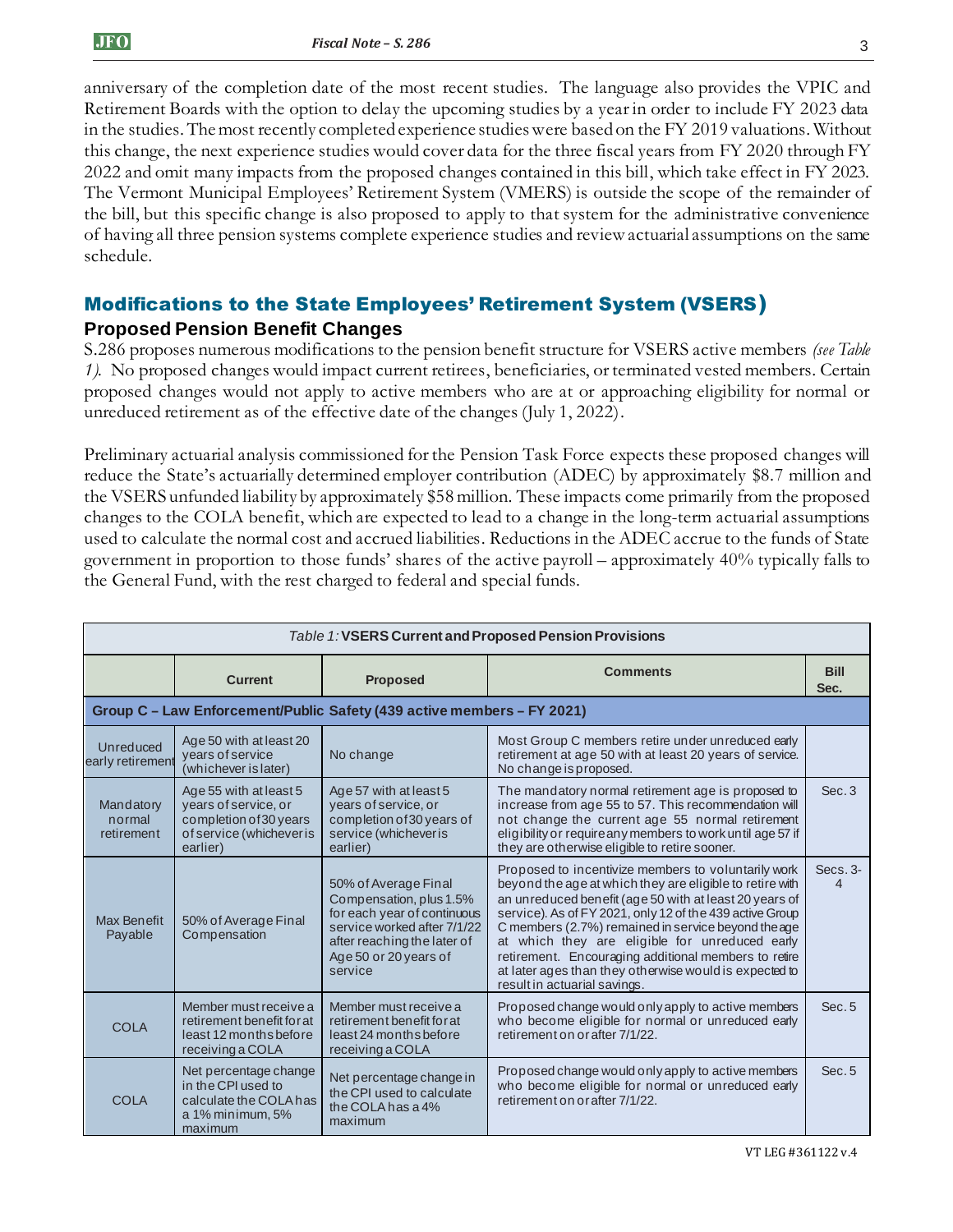anniversary of the completion date of the most recent studies. The language also provides the VPIC and Retirement Boards with the option to delay the upcoming studies by a year in order to include FY 2023 data in the studies. The most recently completed experience studies were based on the FY 2019 valuations. Without this change, the next experience studies would cover data for the three fiscal years from FY 2020 through FY 2022 and omit many impacts from the proposed changes contained in this bill, which take effect in FY 2023. The Vermont Municipal Employees' Retirement System (VMERS) is outside the scope of the remainder of the bill, but this specific change is also proposed to apply to that system for the administrative convenience of having all three pension systems complete experience studies and review actuarial assumptions on the same schedule.

## Modifications to the State Employees' Retirement System (VSERS)

### Proposed Pension Benefit Changes

S.286 proposes numerous modifications to the pension benefit structure for VSERS active members *(see Table 1)*. No proposed changes would impact current retirees, beneficiaries, or terminated vested members. Certain proposed changes would not apply to active members who are at or approaching eligibility for normal or unreduced retirement as of the effective date of the changes (July 1, 2022).

Preliminary actuarial analysis commissioned for the Pension Task Force expects these proposed changes will reduce the State's actuarially determined employer contribution (ADEC) by approximately $8.7 million and the VSERS unfunded liability by approximately $58 million. These impacts come primarily from the proposed changes to the COLA benefit, which are expected to lead to a change in the long-term actuarial assumptions used to calculate the normal cost and accrued liabilities. Reductions in the ADEC accrue to the funds of State government in proportion to those funds' shares of the active payroll – approximately 40% typically falls to the General Fund, with the rest charged to federal and special funds.

*Table 1:* **VSERS Current and Proposed Pension Provisions**

| | Current | Proposed | Comments | Bill Sec. |
|---|---|---|---|---|
| **Group C – Law Enforcement/Public Safety (439 active members – FY 2021)** | | | | |
| Unreduced early retirement | Age 50 with at least 20 years of service (whichever is later) | No change | Most Group C members retire under unreduced early retirement at age 50 with at least 20 years of service. No change is proposed. | |
| Mandatory normal retirement | Age 55 with at least 5 years of service, or completion of 30 years of service (whichever is earlier) | Age 57 with at least 5 years of service, or completion of 30 years of service (whichever is earlier) | The mandatory normal retirement age is proposed to increase from age 55 to 57. This recommendation will not change the current age 55 normal retirement eligibility or require any members to work until age 57 if they are otherwise eligible to retire sooner. | Sec. 3 |
| Max Benefit Payable | 50% of Average Final Compensation | 50% of Average Final Compensation, plus 1.5% for each year of continuous service worked after 7/1/22 after reaching the later of Age 50 or 20 years of service | Proposed to incentivize members to voluntarily work beyond the age at which they are eligible to retire with an unreduced benefit (age 50 with at least 20 years of service). As of FY 2021, only 12 of the 439 active Group C members (2.7%) remained in service beyond the age at which they are eligible for unreduced early retirement. Encouraging additional members to retire at later ages than they otherwise would is expected to result in actuarial savings. | Secs. 3-4 |
| COLA | Member must receive a retirement benefit for at least 12 months before receiving a COLA | Member must receive a retirement benefit for at least 24 months before receiving a COLA | Proposed change would only apply to active members who become eligible for normal or unreduced early retirement on or after 7/1/22. | Sec. 5 |
| COLA | Net percentage change in the CPI used to calculate the COLA has a 1% minimum, 5% maximum | Net percentage change in the CPI used to calculate the COLA has a 4% maximum | Proposed change would only apply to active members who become eligible for normal or unreduced early retirement on or after 7/1/22. | Sec. 5 |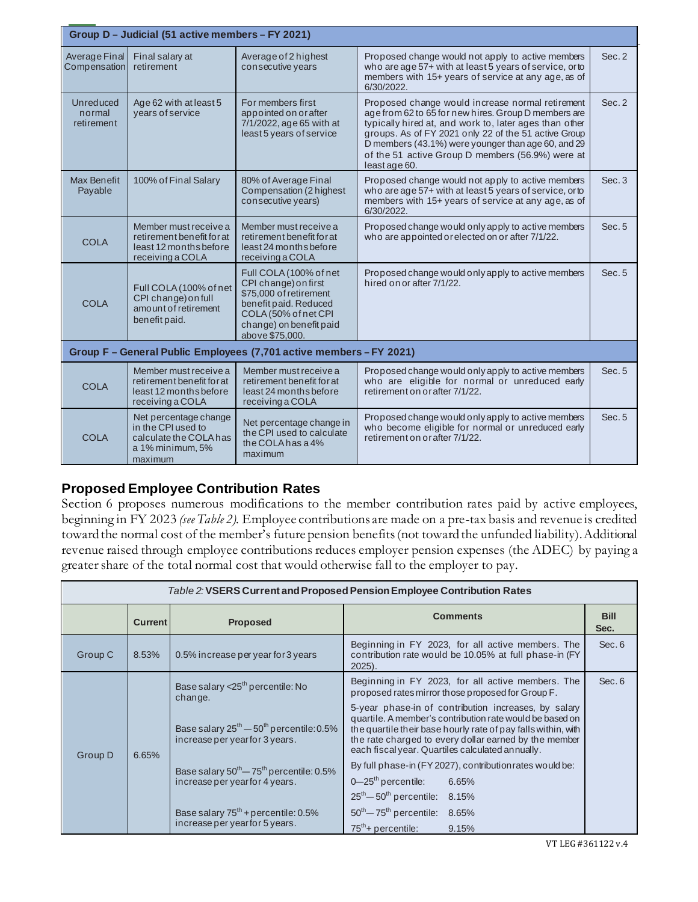| Group D – Judicial (51 active members – FY 2021) | | | | |
|---|---|---|---|---|
| Average Final Compensation | Final salary at retirement | Average of 2 highest consecutive years | Proposed change would not apply to active members who are age 57+ with at least 5 years of service, or to members with 15+ years of service at any age, as of 6/30/2022. | Sec. 2 |
| Unreduced normal retirement | Age 62 with at least 5 years of service | For members first appointed on or after 7/1/2022, age 65 with at least 5 years of service | Proposed change would increase normal retirement age from 62 to 65 for new hires. Group D members are typically hired at, and work to, later ages than other groups. As of FY 2021 only 22 of the 51 active Group D members (43.1%) were younger than age 60, and 29 of the 51 active Group D members (56.9%) were at least age 60. | Sec. 2 |
| Max Benefit Payable | 100% of Final Salary | 80% of Average Final Compensation (2 highest consecutive years) | Proposed change would not apply to active members who are age 57+ with at least 5 years of service, or to members with 15+ years of service at any age, as of 6/30/2022. | Sec. 3 |
| COLA | Member must receive a retirement benefit for at least 12 months before receiving a COLA | Member must receive a retirement benefit for at least 24 months before receiving a COLA | Proposed change would only apply to active members who are appointed or elected on or after 7/1/22. | Sec. 5 |
| COLA | Full COLA (100% of net CPI change) on full amount of retirement benefit paid. | Full COLA (100% of net CPI change) on first $75,000 of retirement benefit paid. Reduced COLA (50% of net CPI change) on benefit paid above $75,000. | Proposed change would only apply to active members hired on or after 7/1/22. | Sec. 5 |
| **Group F – General Public Employees (7,701 active members – FY 2021)** | | | | |
| COLA | Member must receive a retirement benefit for at least 12 months before receiving a COLA | Member must receive a retirement benefit for at least 24 months before receiving a COLA | Proposed change would only apply to active members who are eligible for normal or unreduced early retirement on or after 7/1/22. | Sec. 5 |
| COLA | Net percentage change in the CPI used to calculate the COLA has a 1% minimum, 5% maximum | Net percentage change in the CPI used to calculate the COLA has a 4% maximum | Proposed change would only apply to active members who become eligible for normal or unreduced early retirement on or after 7/1/22. | Sec. 5 |

## Proposed Employee Contribution Rates

Section 6 proposes numerous modifications to the member contribution rates paid by active employees, beginning in FY 2023 *(see Table 2)*. Employee contributions are made on a pre-tax basis and revenue is credited toward the normal cost of the member's future pension benefits (not toward the unfunded liability). Additional revenue raised through employee contributions reduces employer pension expenses (the ADEC) by paying a greater share of the total normal cost that would otherwise fall to the employer to pay.

| *Table 2:* **VSERS Current and Proposed Pension Employee Contribution Rates** | | | | |
|---|---|---|---|---|
| | **Current** | **Proposed** | **Comments** | **Bill Sec.** |
| Group C | 8.53% | 0.5% increase per year for 3 years | Beginning in FY 2023, for all active members. The contribution rate would be 10.05% at full phase-in (FY 2025). | Sec. 6 |
| Group D | 6.65% | Base salary <25th percentile: No change.<br><br>Base salary 25th — 50th percentile: 0.5% increase per year for 3 years.<br><br>Base salary 50th — 75th percentile: 0.5% increase per year for 4 years.<br><br>Base salary 75th + percentile: 0.5% increase per year for 5 years. | Beginning in FY 2023, for all active members. The proposed rates mirror those proposed for Group F.<br><br>5-year phase-in of contribution increases, by salary quartile. A member's contribution rate would be based on the quartile their base hourly rate of pay falls within, with the rate charged to every dollar earned by the member each fiscal year. Quartiles calculated annually.<br><br>By full phase-in (FY 2027), contribution rates would be:<br>0—25th percentile: 6.65%<br>25th — 50th percentile: 8.15%<br>50th — 75th percentile: 8.65%<br>75th + percentile: 9.15% | Sec. 6 |

VT LEG #361122 v.4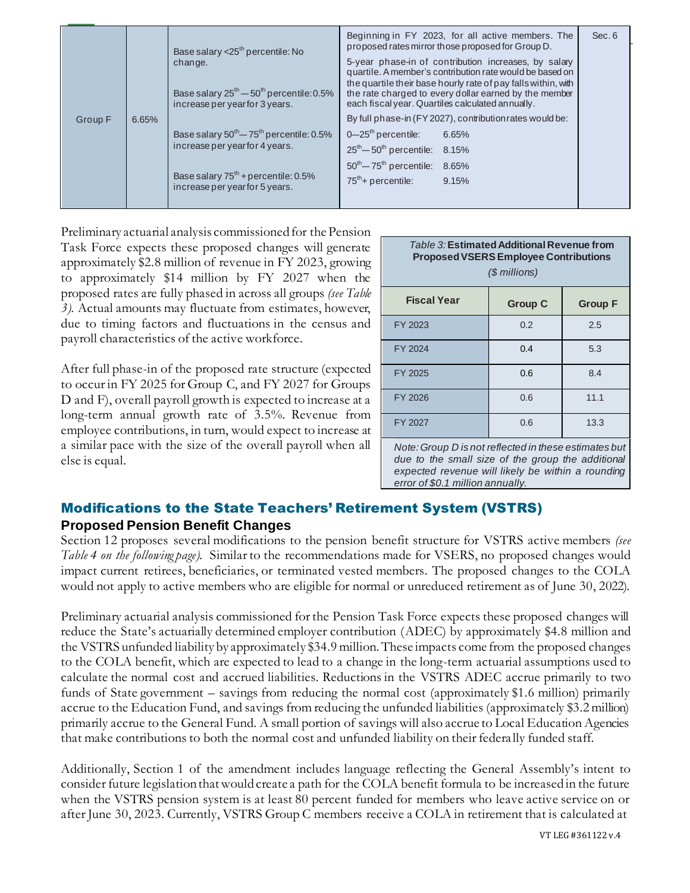| Group F | 6.65% | Base salary <25th percentile: No change.<br><br>Base salary 25th — 50th percentile: 0.5% increase per year for 3 years.<br><br>Base salary 50th — 75th percentile: 0.5% increase per year for 4 years.<br><br>Base salary 75th + percentile: 0.5% increase per year for 5 years. | Beginning in FY 2023, for all active members. The proposed rates mirror those proposed for Group D.<br><br>5-year phase-in of contribution increases, by salary quartile. A member's contribution rate would be based on the quartile their base hourly rate of pay falls within, with the rate charged to every dollar earned by the member each fiscal year. Quartiles calculated annually.<br><br>By full phase-in (FY 2027), contribution rates would be:<br>0—25th percentile: 6.65%<br>25th — 50th percentile: 8.15%<br>50th — 75th percentile: 8.65%<br>75th + percentile: 9.15% | Sec. 6 |
|---|---|---|---|---|

Preliminary actuarial analysis commissioned for the Pension Task Force expects these proposed changes will generate approximately $2.8 million of revenue in FY 2023, growing to approximately $14 million by FY 2027 when the proposed rates are fully phased in across all groups *(see Table 3)*. Actual amounts may fluctuate from estimates, however, due to timing factors and fluctuations in the census and payroll characteristics of the active workforce.

After full phase-in of the proposed rate structure (expected to occur in FY 2025 for Group C, and FY 2027 for Groups D and F), overall payroll growth is expected to increase at a long-term annual growth rate of 3.5%. Revenue from employee contributions, in turn, would expect to increase at a similar pace with the size of the overall payroll when all else is equal.

*Table 3:* **Estimated Additional Revenue from Proposed VSERS Employee Contributions**
*($ millions)*

| Fiscal Year | Group C | Group F |
|---|---|---|
| FY 2023 | 0.2 | 2.5 |
| FY 2024 | 0.4 | 5.3 |
| FY 2025 | 0.6 | 8.4 |
| FY 2026 | 0.6 | 11.1 |
| FY 2027 | 0.6 | 13.3 |

*Note: Group D is not reflected in these estimates but due to the small size of the group the additional expected revenue will likely be within a rounding error of $0.1 million annually.*

## Modifications to the State Teachers' Retirement System (VSTRS)

### Proposed Pension Benefit Changes

Section 12 proposes several modifications to the pension benefit structure for VSTRS active members *(see Table 4 on the following page)*. Similar to the recommendations made for VSERS, no proposed changes would impact current retirees, beneficiaries, or terminated vested members. The proposed changes to the COLA would not apply to active members who are eligible for normal or unreduced retirement as of June 30, 2022).

Preliminary actuarial analysis commissioned for the Pension Task Force expects these proposed changes will reduce the State's actuarially determined employer contribution (ADEC) by approximately $4.8 million and the VSTRS unfunded liability by approximately $34.9 million. These impacts come from the proposed changes to the COLA benefit, which are expected to lead to a change in the long-term actuarial assumptions used to calculate the normal cost and accrued liabilities. Reductions in the VSTRS ADEC accrue primarily to two funds of State government – savings from reducing the normal cost (approximately $1.6 million) primarily accrue to the Education Fund, and savings from reducing the unfunded liabilities (approximately $3.2 million) primarily accrue to the General Fund. A small portion of savings will also accrue to Local Education Agencies that make contributions to both the normal cost and unfunded liability on their federally funded staff.

Additionally, Section 1 of the amendment includes language reflecting the General Assembly's intent to consider future legislation that would create a path for the COLA benefit formula to be increased in the future when the VSTRS pension system is at least 80 percent funded for members who leave active service on or after June 30, 2023. Currently, VSTRS Group C members receive a COLA in retirement that is calculated at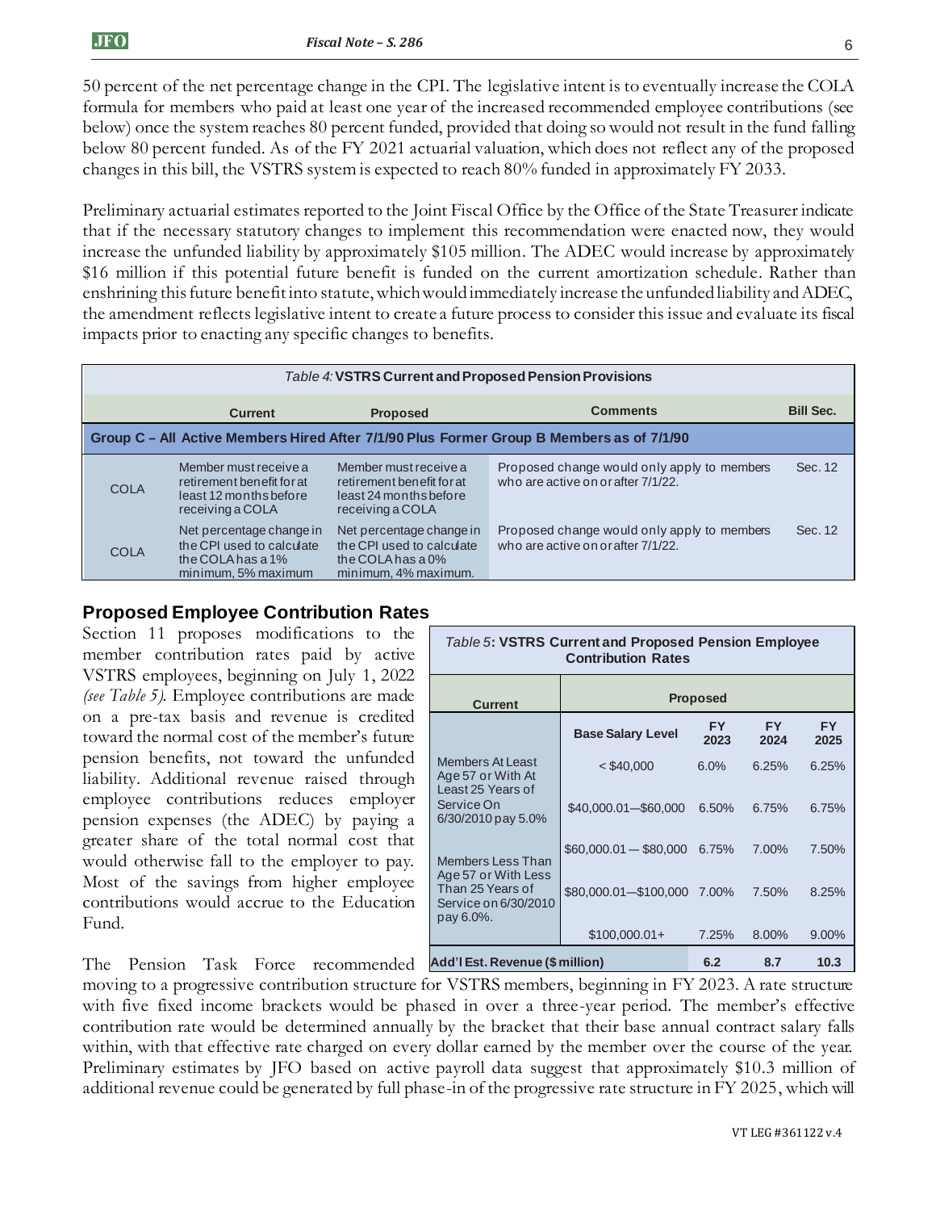50 percent of the net percentage change in the CPI. The legislative intent is to eventually increase the COLA formula for members who paid at least one year of the increased recommended employee contributions (see below) once the system reaches 80 percent funded, provided that doing so would not result in the fund falling below 80 percent funded. As of the FY 2021 actuarial valuation, which does not reflect any of the proposed changes in this bill, the VSTRS system is expected to reach 80% funded in approximately FY 2033.

Preliminary actuarial estimates reported to the Joint Fiscal Office by the Office of the State Treasurer indicate that if the necessary statutory changes to implement this recommendation were enacted now, they would increase the unfunded liability by approximately $105 million. The ADEC would increase by approximately $16 million if this potential future benefit is funded on the current amortization schedule. Rather than enshrining this future benefit into statute, which would immediately increase the unfunded liability and ADEC, the amendment reflects legislative intent to create a future process to consider this issue and evaluate its fiscal impacts prior to enacting any specific changes to benefits.

*Table 4:* **VSTRS Current and Proposed Pension Provisions**

| | Current | Proposed | Comments | Bill Sec. |
|---|---|---|---|---|
| **Group C – All Active Members Hired After 7/1/90 Plus Former Group B Members as of 7/1/90** | | | | |
| COLA | Member must receive a retirement benefit for at least 12 months before receiving a COLA | Member must receive a retirement benefit for at least 24 months before receiving a COLA | Proposed change would only apply to members who are active on or after 7/1/22. | Sec. 12 |
| COLA | Net percentage change in the CPI used to calculate the COLA has a 1% minimum, 5% maximum | Net percentage change in the CPI used to calculate the COLA has a 0% minimum, 4% maximum. | Proposed change would only apply to members who are active on or after 7/1/22. | Sec. 12 |

## Proposed Employee Contribution Rates

Section 11 proposes modifications to the member contribution rates paid by active VSTRS employees, beginning on July 1, 2022 *(see Table 5)*. Employee contributions are made on a pre-tax basis and revenue is credited toward the normal cost of the member's future pension benefits, not toward the unfunded liability. Additional revenue raised through employee contributions reduces employer pension expenses (the ADEC) by paying a greater share of the total normal cost that would otherwise fall to the employer to pay. Most of the savings from higher employee contributions would accrue to the Education Fund.

*Table 5*: **VSTRS Current and Proposed Pension Employee Contribution Rates**

| Current | Proposed | | | |
|---|---|---|---|---|
| | **Base Salary Level** | **FY 2023** | **FY 2024** | **FY 2025** |
| Members At Least Age 57 or With At Least 25 Years of Service On 6/30/2010 pay 5.0% | < $40,000 | 6.0% | 6.25% | 6.25% |
| | $40,000.01—$60,000 | 6.50% | 6.75% | 6.75% |
| Members Less Than Age 57 or With Less Than 25 Years of Service on 6/30/2010 pay 6.0%. | $60,000.01 — $80,000 | 6.75% | 7.00% | 7.50% |
| | $80,000.01—$100,000 | 7.00% | 7.50% | 8.25% |
| | $100,000.01+ | 7.25% | 8.00% | 9.00% |
| **Add'l Est. Revenue ($ million)** | | **6.2** | **8.7** | **10.3** |

The Pension Task Force recommended moving to a progressive contribution structure for VSTRS members, beginning in FY 2023. A rate structure with five fixed income brackets would be phased in over a three-year period. The member's effective contribution rate would be determined annually by the bracket that their base annual contract salary falls within, with that effective rate charged on every dollar earned by the member over the course of the year. Preliminary estimates by JFO based on active payroll data suggest that approximately $10.3 million of additional revenue could be generated by full phase-in of the progressive rate structure in FY 2025, which will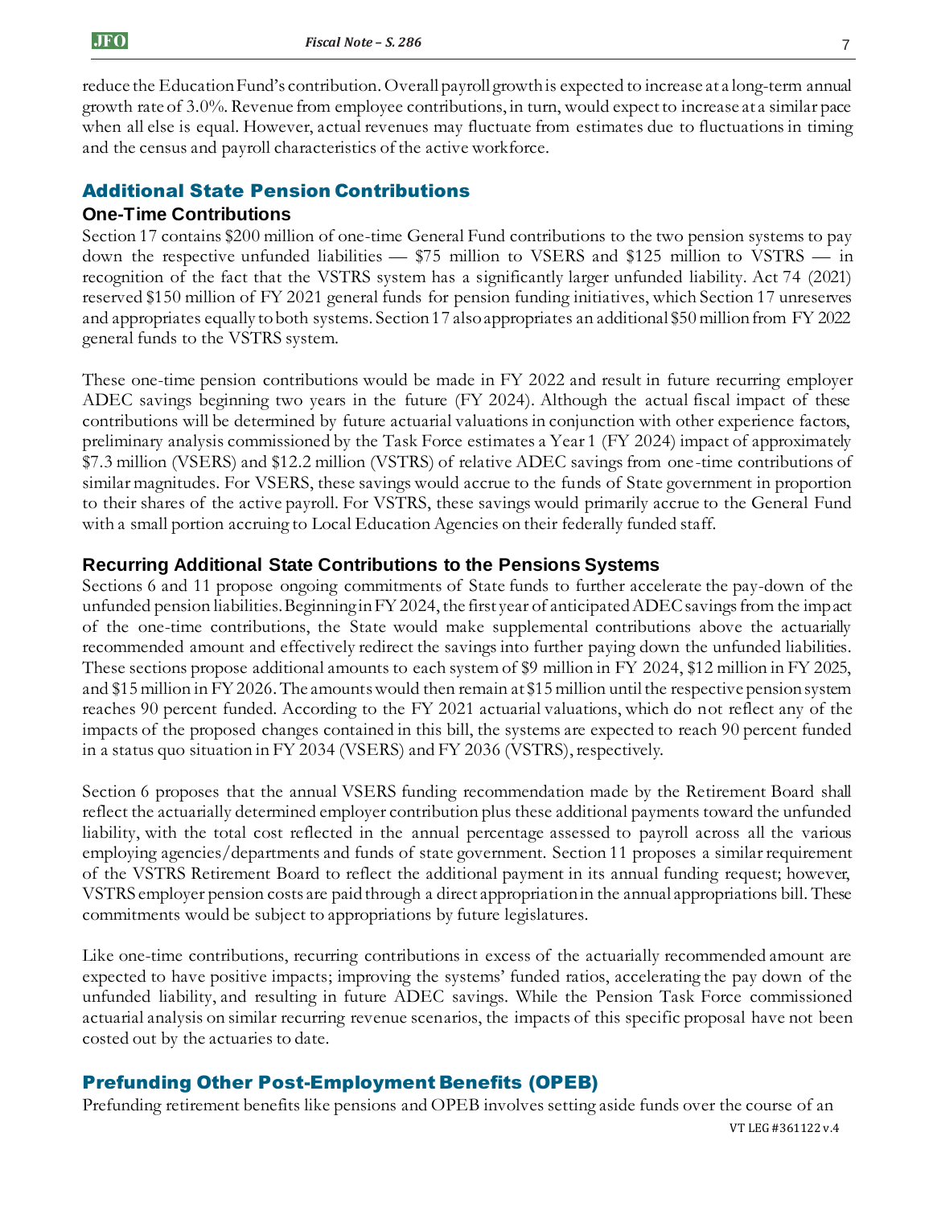reduce the Education Fund's contribution. Overall payroll growth is expected to increase at a long-term annual growth rate of 3.0%. Revenue from employee contributions, in turn, would expect to increase at a similar pace when all else is equal. However, actual revenues may fluctuate from estimates due to fluctuations in timing and the census and payroll characteristics of the active workforce.

## Additional State Pension Contributions

### One-Time Contributions

Section 17 contains $200 million of one-time General Fund contributions to the two pension systems to pay down the respective unfunded liabilities — $75 million to VSERS and $125 million to VSTRS — in recognition of the fact that the VSTRS system has a significantly larger unfunded liability. Act 74 (2021) reserved $150 million of FY 2021 general funds for pension funding initiatives, which Section 17 unreserves and appropriates equally to both systems. Section 17 also appropriates an additional $50 million from FY 2022 general funds to the VSTRS system.

These one-time pension contributions would be made in FY 2022 and result in future recurring employer ADEC savings beginning two years in the future (FY 2024). Although the actual fiscal impact of these contributions will be determined by future actuarial valuations in conjunction with other experience factors, preliminary analysis commissioned by the Task Force estimates a Year 1 (FY 2024) impact of approximately $7.3 million (VSERS) and $12.2 million (VSTRS) of relative ADEC savings from one-time contributions of similar magnitudes. For VSERS, these savings would accrue to the funds of State government in proportion to their shares of the active payroll. For VSTRS, these savings would primarily accrue to the General Fund with a small portion accruing to Local Education Agencies on their federally funded staff.

### Recurring Additional State Contributions to the Pensions Systems

Sections 6 and 11 propose ongoing commitments of State funds to further accelerate the pay-down of the unfunded pension liabilities. Beginning in FY 2024, the first year of anticipated ADEC savings from the impact of the one-time contributions, the State would make supplemental contributions above the actuarially recommended amount and effectively redirect the savings into further paying down the unfunded liabilities. These sections propose additional amounts to each system of $9 million in FY 2024, $12 million in FY 2025, and $15 million in FY 2026. The amounts would then remain at $15 million until the respective pension system reaches 90 percent funded. According to the FY 2021 actuarial valuations, which do not reflect any of the impacts of the proposed changes contained in this bill, the systems are expected to reach 90 percent funded in a status quo situation in FY 2034 (VSERS) and FY 2036 (VSTRS), respectively.

Section 6 proposes that the annual VSERS funding recommendation made by the Retirement Board shall reflect the actuarially determined employer contribution plus these additional payments toward the unfunded liability, with the total cost reflected in the annual percentage assessed to payroll across all the various employing agencies/departments and funds of state government. Section 11 proposes a similar requirement of the VSTRS Retirement Board to reflect the additional payment in its annual funding request; however, VSTRS employer pension costs are paid through a direct appropriation in the annual appropriations bill. These commitments would be subject to appropriations by future legislatures.

Like one-time contributions, recurring contributions in excess of the actuarially recommended amount are expected to have positive impacts; improving the systems' funded ratios, accelerating the pay down of the unfunded liability, and resulting in future ADEC savings. While the Pension Task Force commissioned actuarial analysis on similar recurring revenue scenarios, the impacts of this specific proposal have not been costed out by the actuaries to date.

## Prefunding Other Post-Employment Benefits (OPEB)

Prefunding retirement benefits like pensions and OPEB involves setting aside funds over the course of an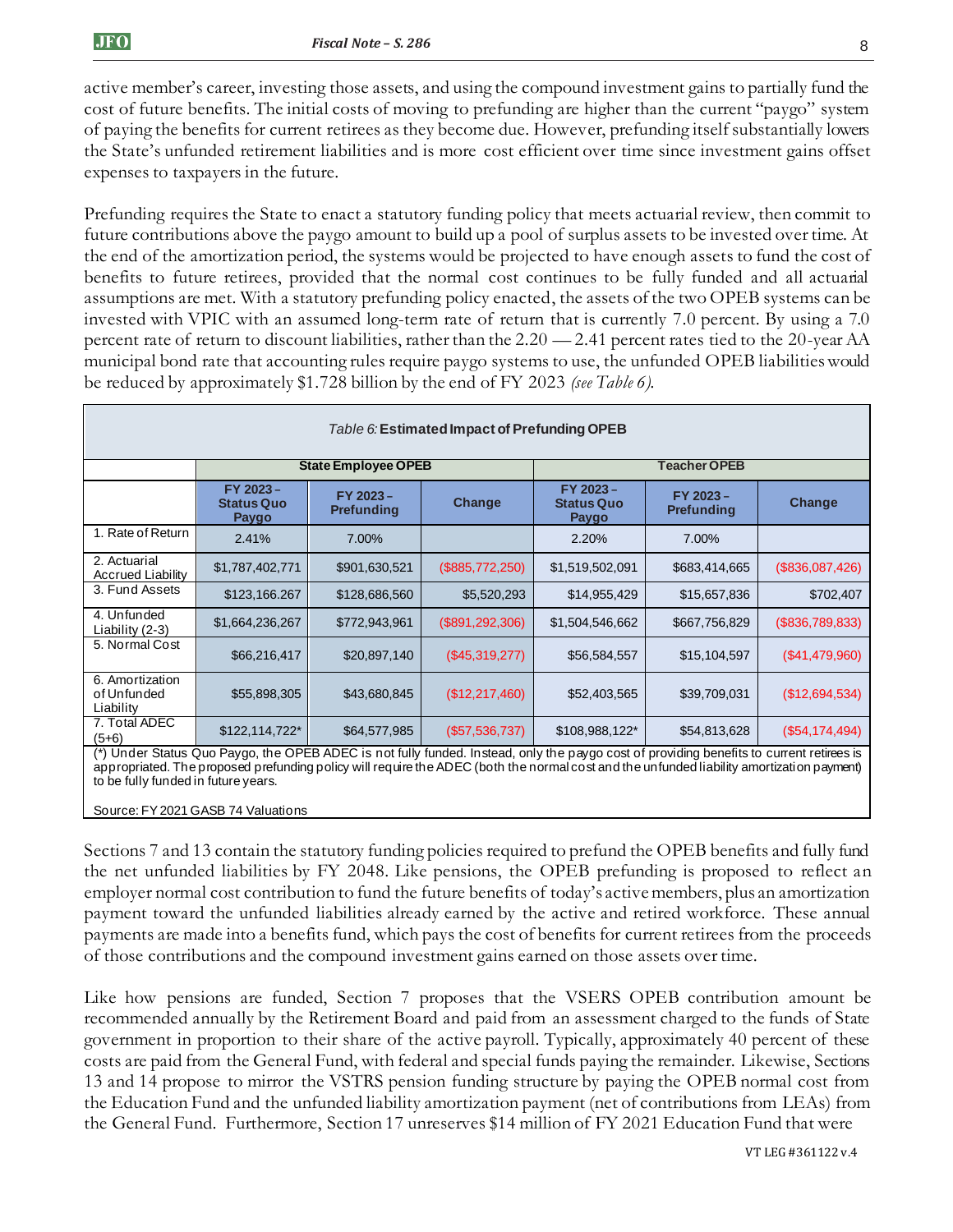active member's career, investing those assets, and using the compound investment gains to partially fund the cost of future benefits. The initial costs of moving to prefunding are higher than the current "paygo" system of paying the benefits for current retirees as they become due. However, prefunding itself substantially lowers the State's unfunded retirement liabilities and is more cost efficient over time since investment gains offset expenses to taxpayers in the future.

Prefunding requires the State to enact a statutory funding policy that meets actuarial review, then commit to future contributions above the paygo amount to build up a pool of surplus assets to be invested over time. At the end of the amortization period, the systems would be projected to have enough assets to fund the cost of benefits to future retirees, provided that the normal cost continues to be fully funded and all actuarial assumptions are met. With a statutory prefunding policy enacted, the assets of the two OPEB systems can be invested with VPIC with an assumed long-term rate of return that is currently 7.0 percent. By using a 7.0 percent rate of return to discount liabilities, rather than the 2.20 — 2.41 percent rates tied to the 20-year AA municipal bond rate that accounting rules require paygo systems to use, the unfunded OPEB liabilities would be reduced by approximately $1.728 billion by the end of FY 2023 *(see Table 6)*.

*Table 6:* **Estimated Impact of Prefunding OPEB**

| | **State Employee OPEB** | | | **Teacher OPEB** | | |
|---|---|---|---|---|---|---|
| | **FY 2023 – Status Quo Paygo** | **FY 2023 – Prefunding** | **Change** | **FY 2023 – Status Quo Paygo** | **FY 2023 – Prefunding** | **Change** |
| 1. Rate of Return | 2.41% | 7.00% | | 2.20% | 7.00% | |
| 2. Actuarial Accrued Liability | $1,787,402,771 | $901,630,521 | ($885,772,250) | $1,519,502,091 | $683,414,665 | ($836,087,426) |
| 3. Fund Assets | $123,166.267 | $128,686,560 | $5,520,293 | $14,955,429 | $15,657,836 | $702,407 |
| 4. Unfunded Liability (2-3) | $1,664,236,267 | $772,943,961 | ($891,292,306) | $1,504,546,662 | $667,756,829 | ($836,789,833) |
| 5. Normal Cost | $66,216,417 | $20,897,140 | ($45,319,277) | $56,584,557 | $15,104,597 | ($41,479,960) |
| 6. Amortization of Unfunded Liability | $55,898,305 | $43,680,845 | ($12,217,460) | $52,403,565 | $39,709,031 | ($12,694,534) |
| 7. Total ADEC (5+6) | $122,114,722* | $64,577,985 | ($57,536,737) | $108,988,122* | $54,813,628 | ($54,174,494) |

(*) Under Status Quo Paygo, the OPEB ADEC is not fully funded. Instead, only the paygo cost of providing benefits to current retirees is appropriated. The proposed prefunding policy will require the ADEC (both the normal cost and the unfunded liability amortization payment) to be fully funded in future years.

Source: FY 2021 GASB 74 Valuations

Sections 7 and 13 contain the statutory funding policies required to prefund the OPEB benefits and fully fund the net unfunded liabilities by FY 2048. Like pensions, the OPEB prefunding is proposed to reflect an employer normal cost contribution to fund the future benefits of today's active members, plus an amortization payment toward the unfunded liabilities already earned by the active and retired workforce. These annual payments are made into a benefits fund, which pays the cost of benefits for current retirees from the proceeds of those contributions and the compound investment gains earned on those assets over time.

Like how pensions are funded, Section 7 proposes that the VSERS OPEB contribution amount be recommended annually by the Retirement Board and paid from an assessment charged to the funds of State government in proportion to their share of the active payroll. Typically, approximately 40 percent of these costs are paid from the General Fund, with federal and special funds paying the remainder. Likewise, Sections 13 and 14 propose to mirror the VSTRS pension funding structure by paying the OPEB normal cost from the Education Fund and the unfunded liability amortization payment (net of contributions from LEAs) from the General Fund. Furthermore, Section 17 unreserves $14 million of FY 2021 Education Fund that were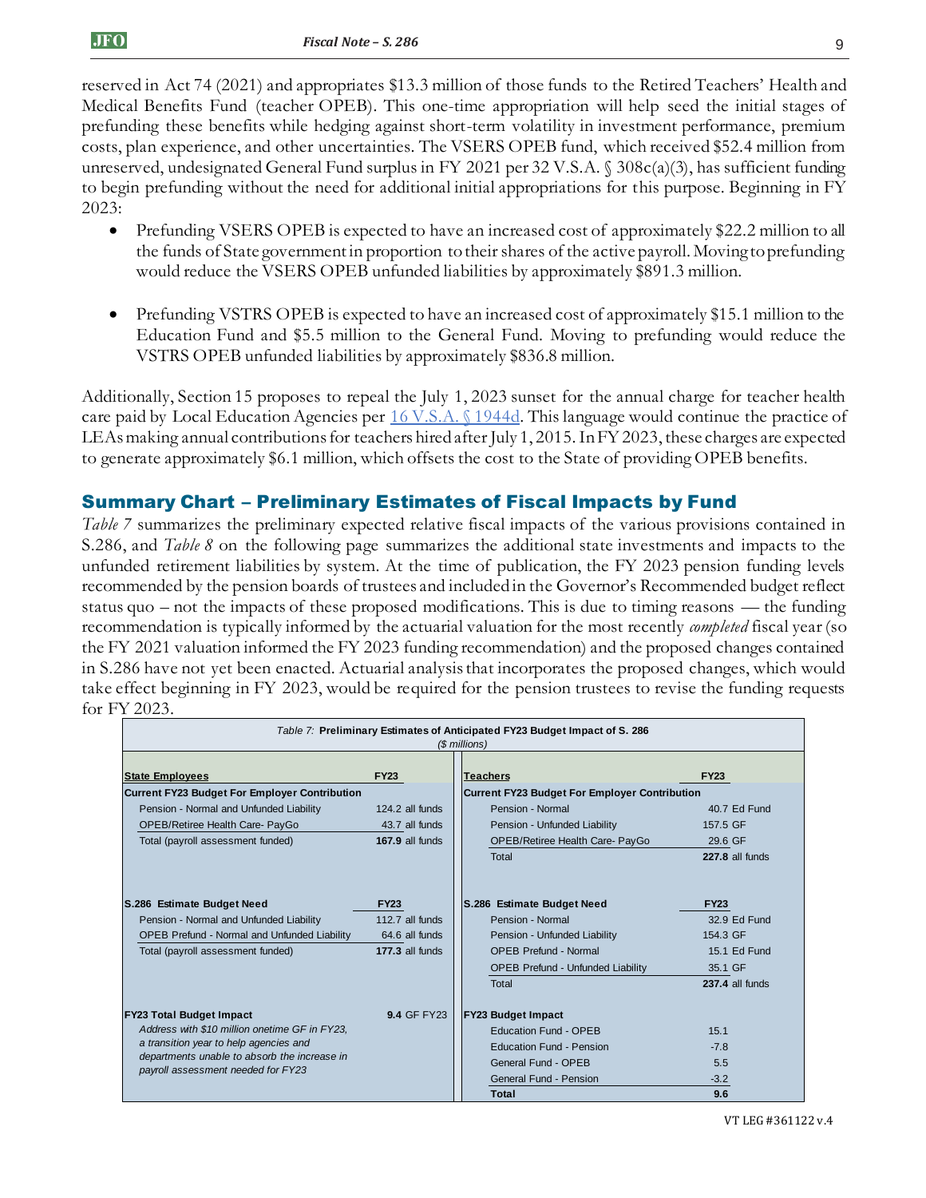reserved in Act 74 (2021) and appropriates $13.3 million of those funds to the Retired Teachers' Health and Medical Benefits Fund (teacher OPEB). This one-time appropriation will help seed the initial stages of prefunding these benefits while hedging against short-term volatility in investment performance, premium costs, plan experience, and other uncertainties. The VSERS OPEB fund, which received $52.4 million from unreserved, undesignated General Fund surplus in FY 2021 per 32 V.S.A. § 308c(a)(3), has sufficient funding to begin prefunding without the need for additional initial appropriations for this purpose. Beginning in FY 2023:

- Prefunding VSERS OPEB is expected to have an increased cost of approximately $22.2 million to all the funds of State government in proportion to their shares of the active payroll. Moving to prefunding would reduce the VSERS OPEB unfunded liabilities by approximately $891.3 million.

- Prefunding VSTRS OPEB is expected to have an increased cost of approximately $15.1 million to the Education Fund and $5.5 million to the General Fund. Moving to prefunding would reduce the VSTRS OPEB unfunded liabilities by approximately $836.8 million.

Additionally, Section 15 proposes to repeal the July 1, 2023 sunset for the annual charge for teacher health care paid by Local Education Agencies per [16 V.S.A. § 1944d](). This language would continue the practice of LEAs making annual contributions for teachers hired after July 1, 2015. In FY 2023, these charges are expected to generate approximately $6.1 million, which offsets the cost to the State of providing OPEB benefits.

## Summary Chart – Preliminary Estimates of Fiscal Impacts by Fund

*Table 7* summarizes the preliminary expected relative fiscal impacts of the various provisions contained in S.286, and *Table 8* on the following page summarizes the additional state investments and impacts to the unfunded retirement liabilities by system. At the time of publication, the FY 2023 pension funding levels recommended by the pension boards of trustees and included in the Governor's Recommended budget reflect status quo – not the impacts of these proposed modifications. This is due to timing reasons — the funding recommendation is typically informed by the actuarial valuation for the most recently *completed* fiscal year (so the FY 2021 valuation informed the FY 2023 funding recommendation) and the proposed changes contained in S.286 have not yet been enacted. Actuarial analysis that incorporates the proposed changes, which would take effect beginning in FY 2023, would be required for the pension trustees to revise the funding requests for FY 2023.

*Table 7:* **Preliminary Estimates of Anticipated FY23 Budget Impact of S. 286**
*($ millions)*

| State Employees | FY23 | Teachers | FY23 |
|---|---|---|---|
| **Current FY23 Budget For Employer Contribution** | | **Current FY23 Budget For Employer Contribution** | |
| Pension - Normal and Unfunded Liability | 124.2 all funds | Pension - Normal | 40.7 Ed Fund |
| OPEB/Retiree Health Care- PayGo | 43.7 all funds | Pension - Unfunded Liability | 157.5 GF |
| Total (payroll assessment funded) | **167.9** all funds | OPEB/Retiree Health Care- PayGo | 29.6 GF |
| | | Total | **227.8** all funds |
| **S.286 Estimate Budget Need** | **FY23** | **S.286 Estimate Budget Need** | **FY23** |
| Pension - Normal and Unfunded Liability | 112.7 all funds | Pension - Normal | 32.9 Ed Fund |
| OPEB Prefund - Normal and Unfunded Liability | 64.6 all funds | Pension - Unfunded Liability | 154.3 GF |
| Total (payroll assessment funded) | **177.3** all funds | OPEB Prefund - Normal | 15.1 Ed Fund |
| | | OPEB Prefund - Unfunded Liability | 35.1 GF |
| | | Total | **237.4** all funds |
| **FY23 Total Budget Impact** | **9.4** GF FY23 | **FY23 Budget Impact** | |
| *Address with $10 million onetime GF in FY23, a transition year to help agencies and departments unable to absorb the increase in payroll assessment needed for FY23* | | Education Fund - OPEB | 15.1 |
| | | Education Fund - Pension | -7.8 |
| | | General Fund - OPEB | 5.5 |
| | | General Fund - Pension | -3.2 |
| | | **Total** | **9.6** |

VT LEG #361122 v.4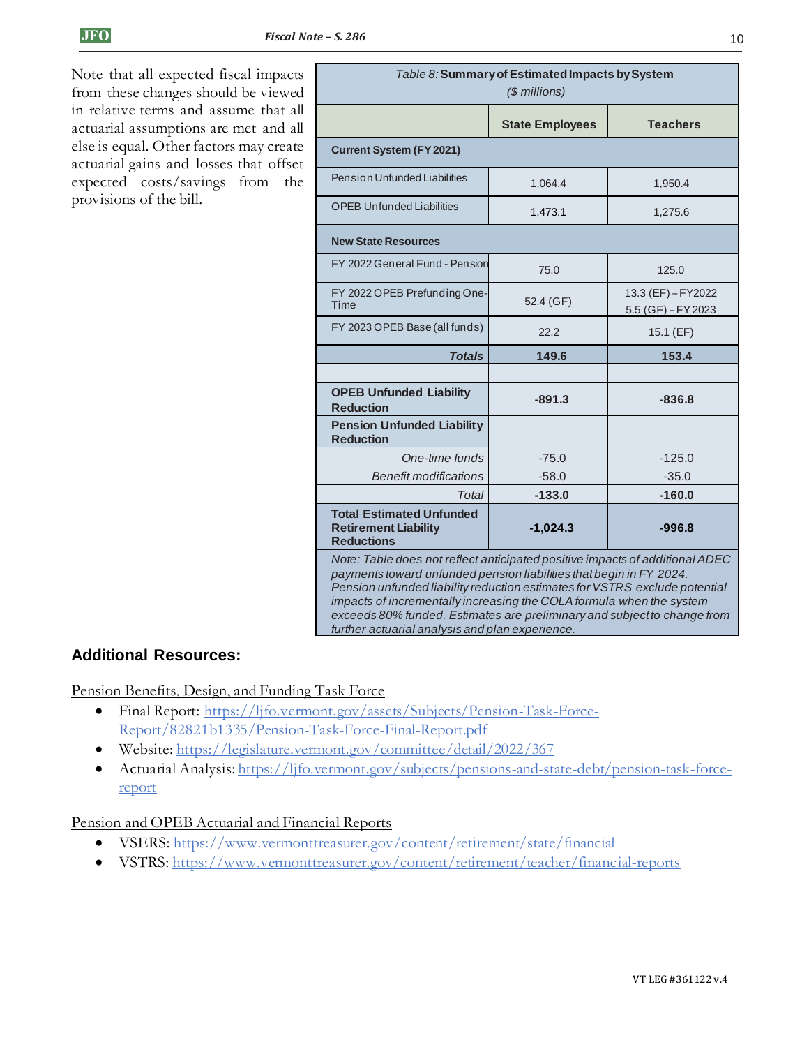Note that all expected fiscal impacts from these changes should be viewed in relative terms and assume that all actuarial assumptions are met and all else is equal. Other factors may create actuarial gains and losses that offset expected costs/savings from the provisions of the bill.

*Table 8:* **Summary of Estimated Impacts by System**
*($ millions)*

| | State Employees | Teachers |
|---|---|---|
| **Current System (FY 2021)** | | |
| Pension Unfunded Liabilities | 1,064.4 | 1,950.4 |
| OPEB Unfunded Liabilities | 1,473.1 | 1,275.6 |
| **New State Resources** | | |
| FY 2022 General Fund - Pension | 75.0 | 125.0 |
| FY 2022 OPEB Prefunding One-Time | 52.4 (GF) | 13.3 (EF) – FY2022<br>5.5 (GF) – FY 2023 |
| FY 2023 OPEB Base (all funds) | 22.2 | 15.1 (EF) |
| ***Totals*** | **149.6** | **153.4** |
| | | |
| **OPEB Unfunded Liability Reduction** | **-891.3** | **-836.8** |
| **Pension Unfunded Liability Reduction** | | |
| *One-time funds* | -75.0 | -125.0 |
| *Benefit modifications* | -58.0 | -35.0 |
| *Total* | **-133.0** | **-160.0** |
| **Total Estimated Unfunded Retirement Liability Reductions** | **-1,024.3** | **-996.8** |

*Note: Table does not reflect anticipated positive impacts of additional ADEC payments toward unfunded pension liabilities that begin in FY 2024. Pension unfunded liability reduction estimates for VSTRS exclude potential impacts of incrementally increasing the COLA formula when the system exceeds 80% funded. Estimates are preliminary and subject to change from further actuarial analysis and plan experience.*

## Additional Resources:

Pension Benefits, Design, and Funding Task Force

- Final Report: https://ljfo.vermont.gov/assets/Subjects/Pension-Task-Force-Report/82821b1335/Pension-Task-Force-Final-Report.pdf
- Website: https://legislature.vermont.gov/committee/detail/2022/367
- Actuarial Analysis: https://ljfo.vermont.gov/subjects/pensions-and-state-debt/pension-task-force-report

Pension and OPEB Actuarial and Financial Reports

- VSERS: https://www.vermonttreasurer.gov/content/retirement/state/financial
- VSTRS: https://www.vermonttreasurer.gov/content/retirement/teacher/financial-reports

VT LEG #361122 v.4